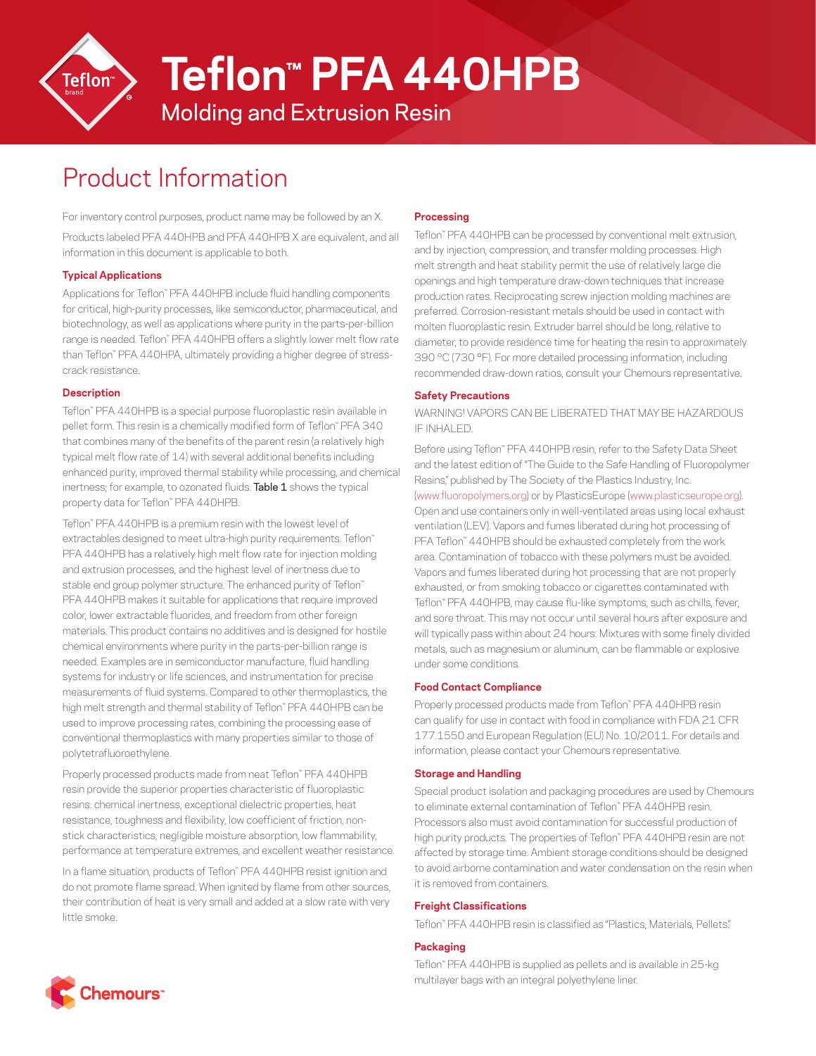# Teflon™ PFA 440HPB

## Molding and Extrusion Resin

# Product Information

For inventory control purposes, product name may be followed by an X.

Products labeled PFA 440HPB and PFA 440HPB X are equivalent, and all information in this document is applicable to both.

### Typical Applications

Applications for Teflon™ PFA 440HPB include fluid handling components for critical, high-purity processes, like semiconductor, pharmaceutical, and biotechnology, as well as applications where purity in the parts-per-billion range is needed. Teflon™ PFA 440HPB offers a slightly lower melt flow rate than Teflon™ PFA 440HPA, ultimately providing a higher degree of stress-crack resistance.

### Description

Teflon™ PFA 440HPB is a special purpose fluoroplastic resin available in pellet form. This resin is a chemically modified form of Teflon™ PFA 340 that combines many of the benefits of the parent resin (a relatively high typical melt flow rate of 14) with several additional benefits including enhanced purity, improved thermal stability while processing, and chemical inertness; for example, to ozonated fluids. **Table 1** shows the typical property data for Teflon™ PFA 440HPB.

Teflon™ PFA 440HPB is a premium resin with the lowest level of extractables designed to meet ultra-high purity requirements. Teflon™ PFA 440HPB has a relatively high melt flow rate for injection molding and extrusion processes, and the highest level of inertness due to stable end group polymer structure. The enhanced purity of Teflon™ PFA 440HPB makes it suitable for applications that require improved color, lower extractable fluorides, and freedom from other foreign materials. This product contains no additives and is designed for hostile chemical environments where purity in the parts-per-billion range is needed. Examples are in semiconductor manufacture, fluid handling systems for industry or life sciences, and instrumentation for precise measurements of fluid systems. Compared to other thermoplastics, the high melt strength and thermal stability of Teflon™ PFA 440HPB can be used to improve processing rates, combining the processing ease of conventional thermoplastics with many properties similar to those of polytetrafluoroethylene.

Properly processed products made from neat Teflon™ PFA 440HPB resin provide the superior properties characteristic of fluoroplastic resins: chemical inertness, exceptional dielectric properties, heat resistance, toughness and flexibility, low coefficient of friction, non-stick characteristics, negligible moisture absorption, low flammability, performance at temperature extremes, and excellent weather resistance.

In a flame situation, products of Teflon™ PFA 440HPB resist ignition and do not promote flame spread. When ignited by flame from other sources, their contribution of heat is very small and added at a slow rate with very little smoke.

### Processing

Teflon™ PFA 440HPB can be processed by conventional melt extrusion, and by injection, compression, and transfer molding processes. High melt strength and heat stability permit the use of relatively large die openings and high temperature draw-down techniques that increase production rates. Reciprocating screw injection molding machines are preferred. Corrosion-resistant metals should be used in contact with molten fluoroplastic resin. Extruder barrel should be long, relative to diameter, to provide residence time for heating the resin to approximately 390 °C (730 °F). For more detailed processing information, including recommended draw-down ratios, consult your Chemours representative.

### Safety Precautions

WARNING! VAPORS CAN BE LIBERATED THAT MAY BE HAZARDOUS IF INHALED.

Before using Teflon™ PFA 440HPB resin, refer to the Safety Data Sheet and the latest edition of "The Guide to the Safe Handling of Fluoropolymer Resins," published by The Society of the Plastics Industry, Inc. (www.fluoropolymers.org) or by PlasticsEurope (www.plasticseurope.org). Open and use containers only in well-ventilated areas using local exhaust ventilation (LEV). Vapors and fumes liberated during hot processing of PFA Teflon™ 440HPB should be exhausted completely from the work area. Contamination of tobacco with these polymers must be avoided. Vapors and fumes liberated during hot processing that are not properly exhausted, or from smoking tobacco or cigarettes contaminated with Teflon™ PFA 440HPB, may cause flu-like symptoms, such as chills, fever, and sore throat. This may not occur until several hours after exposure and will typically pass within about 24 hours. Mixtures with some finely divided metals, such as magnesium or aluminum, can be flammable or explosive under some conditions.

### Food Contact Compliance

Properly processed products made from Teflon™ PFA 440HPB resin can qualify for use in contact with food in compliance with FDA 21 CFR 177.1550 and European Regulation (EU) No. 10/2011. For details and information, please contact your Chemours representative.

### Storage and Handling

Special product isolation and packaging procedures are used by Chemours to eliminate external contamination of Teflon™ PFA 440HPB resin. Processors also must avoid contamination for successful production of high purity products. The properties of Teflon™ PFA 440HPB resin are not affected by storage time. Ambient storage conditions should be designed to avoid airborne contamination and water condensation on the resin when it is removed from containers.

### Freight Classifications

Teflon™ PFA 440HPB resin is classified as "Plastics, Materials, Pellets."

### Packaging

Teflon™ PFA 440HPB is supplied as pellets and is available in 25-kg multilayer bags with an integral polyethylene liner.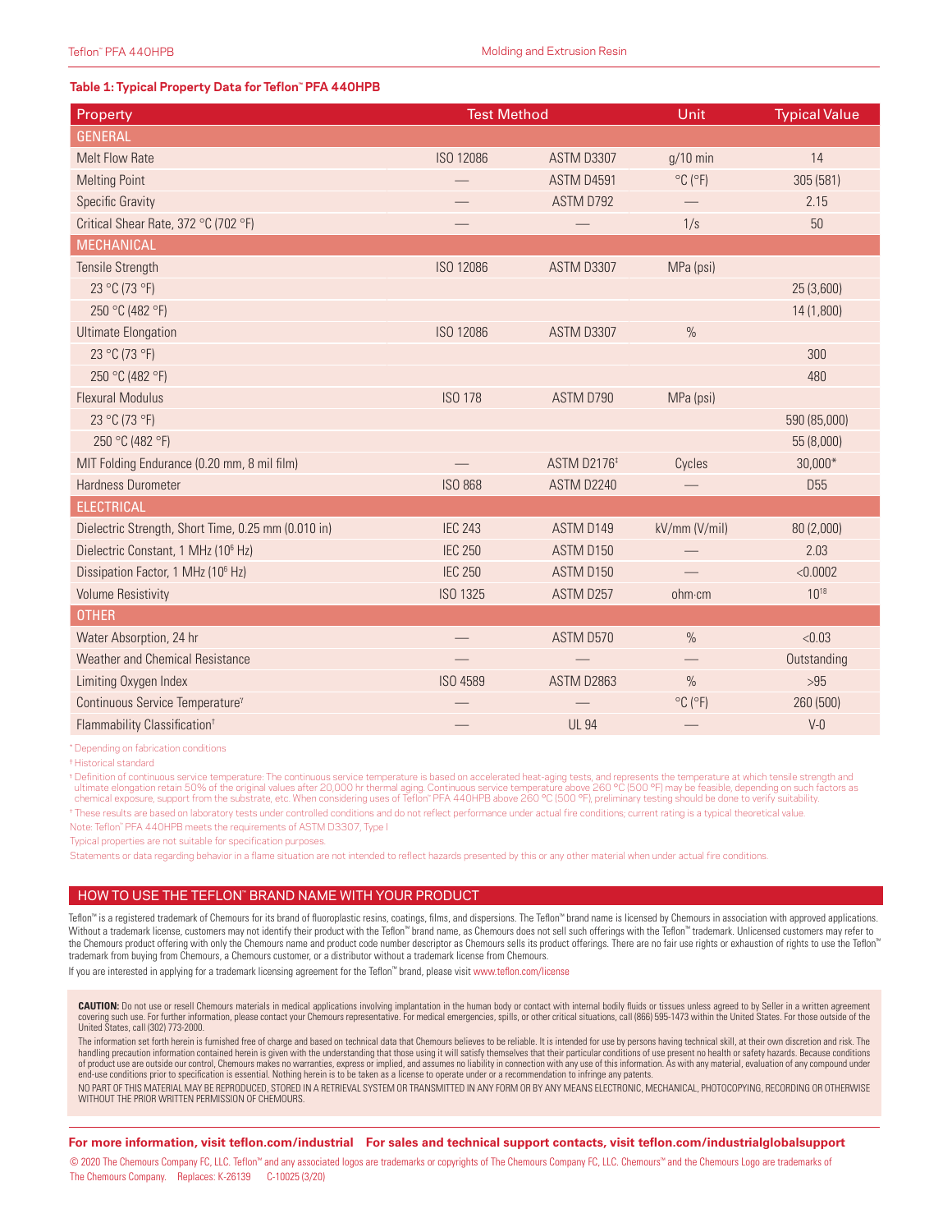**Table 1: Typical Property Data for Teflon™ PFA 440HPB**

| Property | Test Method | | Unit | Typical Value |
|---|---|---|---|---|
| GENERAL | | | | |
| Melt Flow Rate | ISO 12086 | ASTM D3307 | g/10 min | 14 |
| Melting Point | — | ASTM D4591 | °C (°F) | 305 (581) |
| Specific Gravity | — | ASTM D792 | — | 2.15 |
| Critical Shear Rate, 372 °C (702 °F) | — | — | 1/s | 50 |
| MECHANICAL | | | | |
| Tensile Strength | ISO 12086 | ASTM D3307 | MPa (psi) | |
| 23 °C (73 °F) | | | | 25 (3,600) |
| 250 °C (482 °F) | | | | 14 (1,800) |
| Ultimate Elongation | ISO 12086 | ASTM D3307 | % | |
| 23 °C (73 °F) | | | | 300 |
| 250 °C (482 °F) | | | | 480 |
| Flexural Modulus | ISO 178 | ASTM D790 | MPa (psi) | |
| 23 °C (73 °F) | | | | 590 (85,000) |
| 250 °C (482 °F) | | | | 55 (8,000) |
| MIT Folding Endurance (0.20 mm, 8 mil film) | — | ASTM D2176‡ | Cycles | 30,000* |
| Hardness Durometer | ISO 868 | ASTM D2240 | — | D55 |
| ELECTRICAL | | | | |
| Dielectric Strength, Short Time, 0.25 mm (0.010 in) | IEC 243 | ASTM D149 | kV/mm (V/mil) | 80 (2,000) |
| Dielectric Constant, 1 MHz ($10^6$ Hz) | IEC 250 | ASTM D150 | — | 2.03 |
| Dissipation Factor, 1 MHz ($10^6$ Hz) | IEC 250 | ASTM D150 | — | <0.0002 |
| Volume Resistivity | ISO 1325 | ASTM D257 | ohm·cm | $10^{18}$ |
| OTHER | | | | |
| Water Absorption, 24 hr | — | ASTM D570 | % | <0.03 |
| Weather and Chemical Resistance | — | — | — | Outstanding |
| Limiting Oxygen Index | ISO 4589 | ASTM D2863 | % | >95 |
| Continuous Service Temperature^γ | — | — | °C (°F) | 260 (500) |
| Flammability Classification† | — | UL 94 | — | V-0 |

\* Depending on fabrication conditions

‡ Historical standard

γ Definition of continuous service temperature: The continuous service temperature is based on accelerated heat-aging tests, and represents the temperature at which tensile strength and ultimate elongation retain 50% of the original values after 20,000 hr thermal aging. Continuous service temperature above 260 °C (500 °F) may be feasible, depending on such factors as chemical exposure, support from the substrate, etc. When considering uses of Teflon™ PFA 440HPB above 260 °C (500 °F), preliminary testing should be done to verify suitability.

† These results are based on laboratory tests under controlled conditions and do not reflect performance under actual fire conditions; current rating is a typical theoretical value.

Note: Teflon™ PFA 440HPB meets the requirements of ASTM D3307, Type I

Typical properties are not suitable for specification purposes.

Statements or data regarding behavior in a flame situation are not intended to reflect hazards presented by this or any other material when under actual fire conditions.

## HOW TO USE THE TEFLON™ BRAND NAME WITH YOUR PRODUCT

Teflon™ is a registered trademark of Chemours for its brand of fluoroplastic resins, coatings, films, and dispersions. The Teflon™ brand name is licensed by Chemours in association with approved applications. Without a trademark license, customers may not identify their product with the Teflon™ brand name, as Chemours does not sell such offerings with the Teflon™ trademark. Unlicensed customers may refer to the Chemours product offering with only the Chemours name and product code number descriptor as Chemours sells its product offerings. There are no fair use rights or exhaustion of rights to use the Teflon™ trademark from buying from Chemours, a Chemours customer, or a distributor without a trademark license from Chemours.

If you are interested in applying for a trademark licensing agreement for the Teflon™ brand, please visit www.teflon.com/license

**CAUTION:** Do not use or resell Chemours materials in medical applications involving implantation in the human body or contact with internal bodily fluids or tissues unless agreed to by Seller in a written agreement covering such use. For further information, please contact your Chemours representative. For medical emergencies, spills, or other critical situations, call (866) 595-1473 within the United States. For those outside of the United States, call (302) 773-2000.

The information set forth herein is furnished free of charge and based on technical data that Chemours believes to be reliable. It is intended for use by persons having technical skill, at their own discretion and risk. The handling precaution information contained herein is given with the understanding that those using it will satisfy themselves that their particular conditions of use present no health or safety hazards. Because conditions of product use are outside our control, Chemours makes no warranties, express or implied, and assumes no liability in connection with any use of this information. As with any material, evaluation of any compound under end-use conditions prior to specification is essential. Nothing herein is to be taken as a license to operate under or a recommendation to infringe any patents.

NO PART OF THIS MATERIAL MAY BE REPRODUCED, STORED IN A RETRIEVAL SYSTEM OR TRANSMITTED IN ANY FORM OR BY ANY MEANS ELECTRONIC, MECHANICAL, PHOTOCOPYING, RECORDING OR OTHERWISE WITHOUT THE PRIOR WRITTEN PERMISSION OF CHEMOURS.

**For more information, visit teflon.com/industrial   For sales and technical support contacts, visit teflon.com/industrialglobalsupport**

© 2020 The Chemours Company FC, LLC. Teflon™ and any associated logos are trademarks or copyrights of The Chemours Company FC, LLC. Chemours™ and the Chemours Logo are trademarks of The Chemours Company. Replaces: K-26139 C-10025 (3/20)